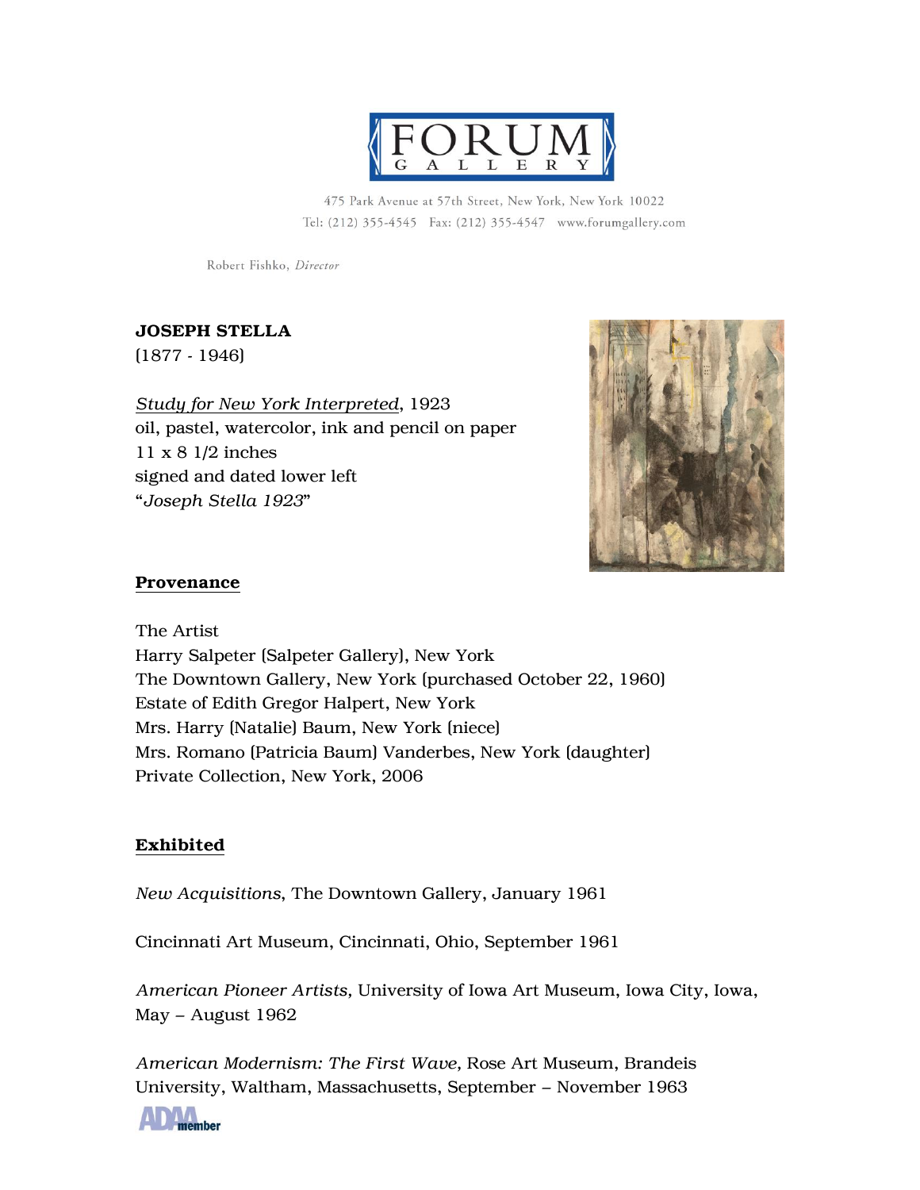# FORUM GALLERY

475 Park Avenue at 57th Street, New York, New York 10022
Tel: (212) 355-4545 Fax: (212) 355-4547 www.forumgallery.com

Robert Fishko, *Director*

**JOSEPH STELLA**
(1877 - 1946)

*Study for New York Interpreted*, 1923
oil, pastel, watercolor, ink and pencil on paper
11 x 8 1/2 inches
signed and dated lower left
"*Joseph Stella 1923*"

## Provenance

The Artist
Harry Salpeter (Salpeter Gallery), New York
The Downtown Gallery, New York (purchased October 22, 1960)
Estate of Edith Gregor Halpert, New York
Mrs. Harry (Natalie) Baum, New York (niece)
Mrs. Romano (Patricia Baum) Vanderbes, New York (daughter)
Private Collection, New York, 2006

## Exhibited

*New Acquisitions*, The Downtown Gallery, January 1961

Cincinnati Art Museum, Cincinnati, Ohio, September 1961

*American Pioneer Artists,* University of Iowa Art Museum, Iowa City, Iowa, May – August 1962

*American Modernism: The First Wave*, Rose Art Museum, Brandeis University, Waltham, Massachusetts, September – November 1963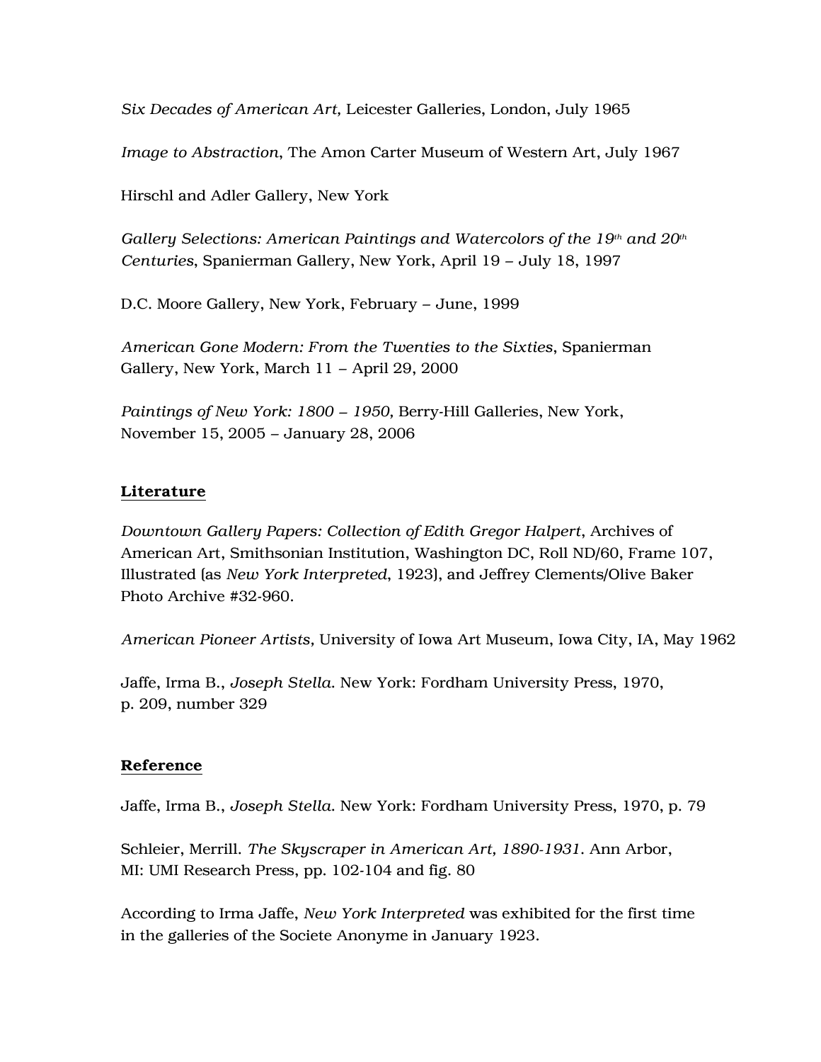*Six Decades of American Art,* Leicester Galleries, London, July 1965

*Image to Abstraction*, The Amon Carter Museum of Western Art, July 1967

Hirschl and Adler Gallery, New York

*Gallery Selections: American Paintings and Watercolors of the 19th and 20th Centuries*, Spanierman Gallery, New York, April 19 – July 18, 1997

D.C. Moore Gallery, New York, February – June, 1999

*American Gone Modern: From the Twenties to the Sixties*, Spanierman Gallery, New York, March 11 – April 29, 2000

*Paintings of New York: 1800 – 1950,* Berry-Hill Galleries, New York, November 15, 2005 – January 28, 2006

## Literature

*Downtown Gallery Papers: Collection of Edith Gregor Halpert*, Archives of American Art, Smithsonian Institution, Washington DC, Roll ND/60, Frame 107, Illustrated (as *New York Interpreted*, 1923), and Jeffrey Clements/Olive Baker Photo Archive #32-960.

*American Pioneer Artists,* University of Iowa Art Museum, Iowa City, IA, May 1962

Jaffe, Irma B., *Joseph Stella*. New York: Fordham University Press, 1970, p. 209, number 329

## Reference

Jaffe, Irma B., *Joseph Stella*. New York: Fordham University Press, 1970, p. 79

Schleier, Merrill. *The Skyscraper in American Art, 1890-1931*. Ann Arbor, MI: UMI Research Press, pp. 102-104 and fig. 80

According to Irma Jaffe, *New York Interpreted* was exhibited for the first time in the galleries of the Societe Anonyme in January 1923.